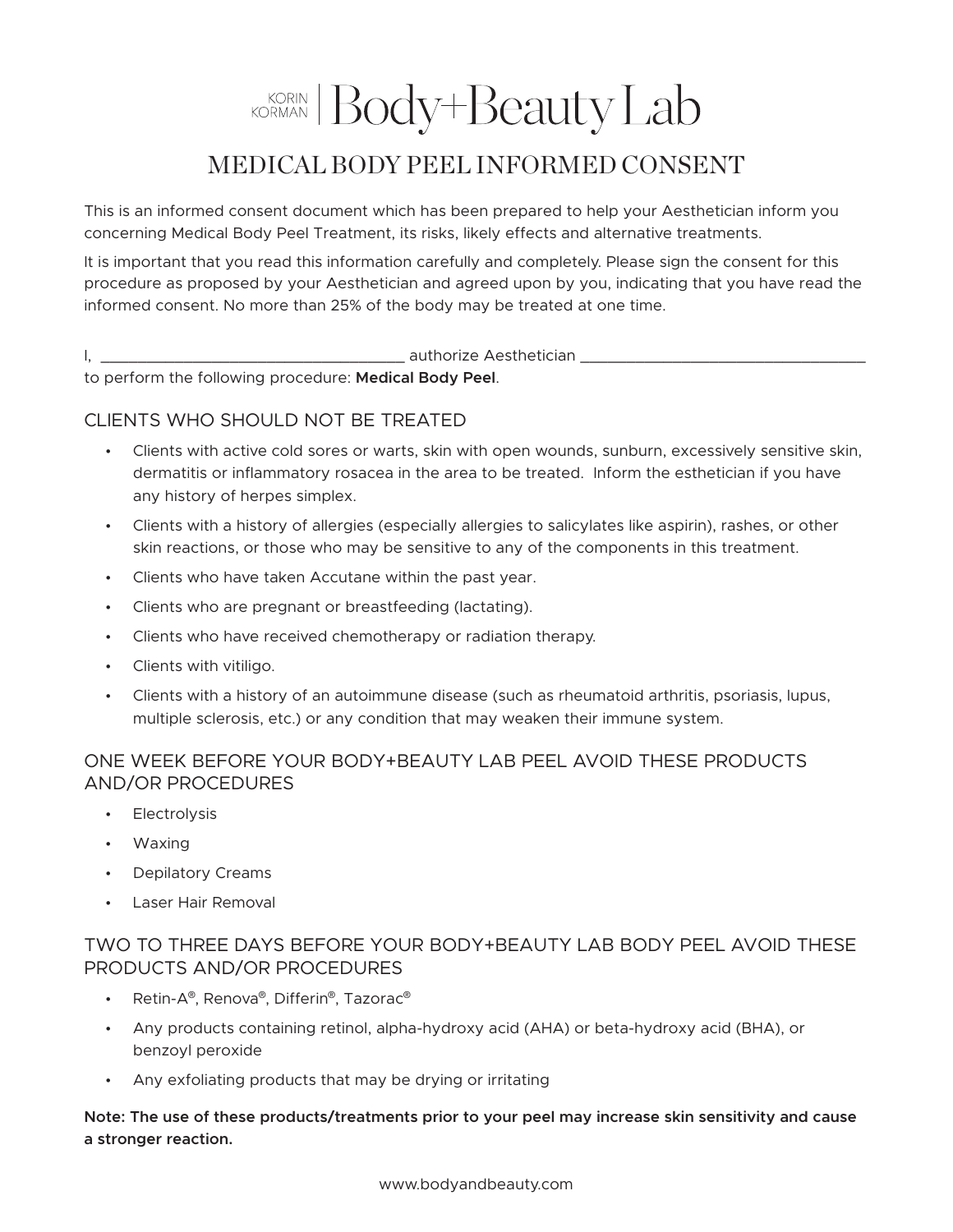# KORIN KORMAN | Body+Beauty Lab

## MEDICAL BODY PEEL INFORMED CONSENT

This is an informed consent document which has been prepared to help your Aesthetician inform you concerning Medical Body Peel Treatment, its risks, likely effects and alternative treatments.

It is important that you read this information carefully and completely. Please sign the consent for this procedure as proposed by your Aesthetician and agreed upon by you, indicating that you have read the informed consent. No more than 25% of the body may be treated at one time.

I, ___________________________________ authorize Aesthetician _________________________________ to perform the following procedure: **Medical Body Peel**.

### CLIENTS WHO SHOULD NOT BE TREATED

- Clients with active cold sores or warts, skin with open wounds, sunburn, excessively sensitive skin, dermatitis or inflammatory rosacea in the area to be treated. Inform the esthetician if you have any history of herpes simplex.
- Clients with a history of allergies (especially allergies to salicylates like aspirin), rashes, or other skin reactions, or those who may be sensitive to any of the components in this treatment.
- Clients who have taken Accutane within the past year.
- Clients who are pregnant or breastfeeding (lactating).
- Clients who have received chemotherapy or radiation therapy.
- Clients with vitiligo.
- Clients with a history of an autoimmune disease (such as rheumatoid arthritis, psoriasis, lupus, multiple sclerosis, etc.) or any condition that may weaken their immune system.

### ONE WEEK BEFORE YOUR BODY+BEAUTY LAB PEEL AVOID THESE PRODUCTS AND/OR PROCEDURES

- Electrolysis
- Waxing
- Depilatory Creams
- Laser Hair Removal

### TWO TO THREE DAYS BEFORE YOUR BODY+BEAUTY LAB BODY PEEL AVOID THESE PRODUCTS AND/OR PROCEDURES

- Retin-A®, Renova®, Differin®, Tazorac®
- Any products containing retinol, alpha-hydroxy acid (AHA) or beta-hydroxy acid (BHA), or benzoyl peroxide
- Any exfoliating products that may be drying or irritating

**Note: The use of these products/treatments prior to your peel may increase skin sensitivity and cause a stronger reaction.**

www.bodyandbeauty.com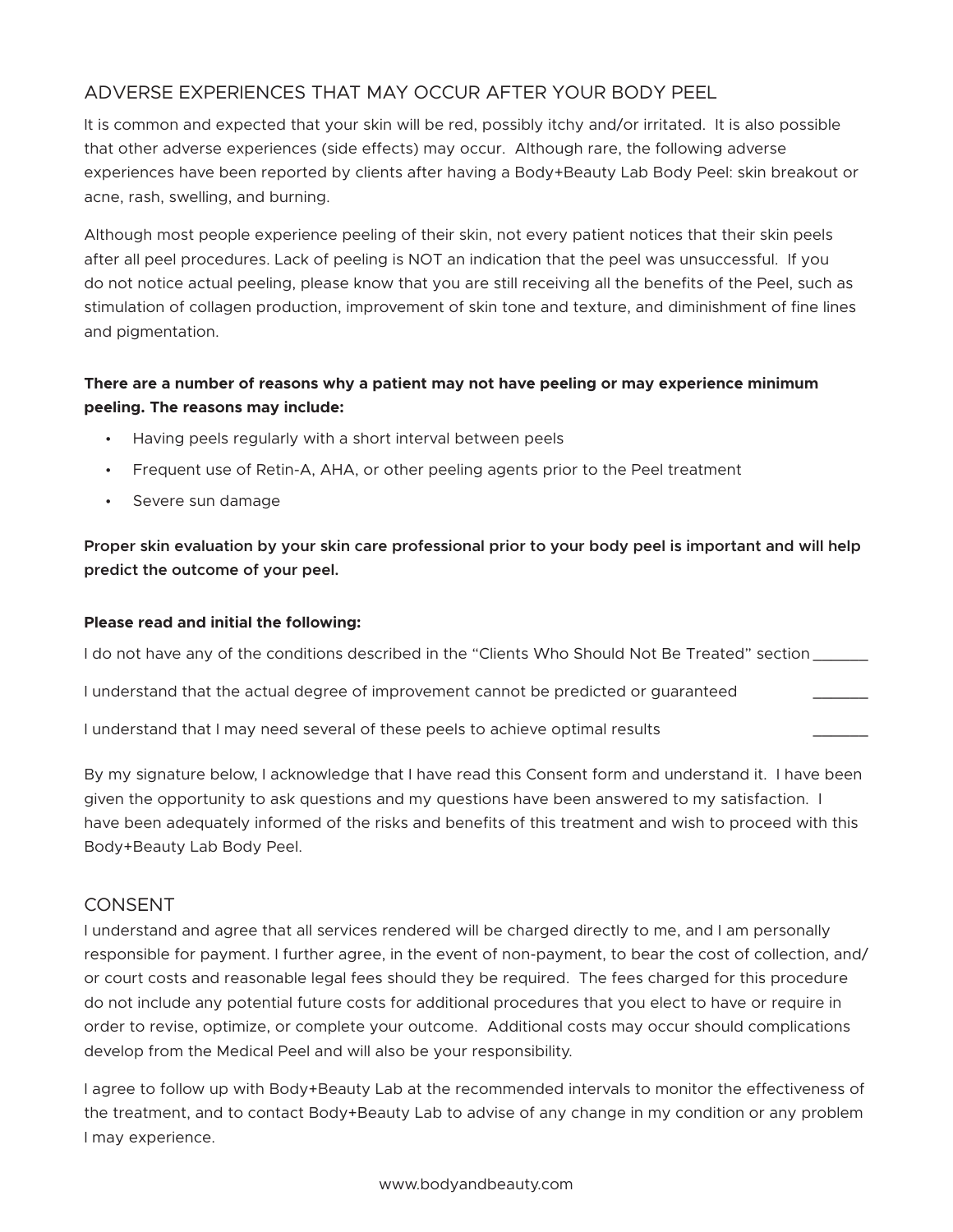## ADVERSE EXPERIENCES THAT MAY OCCUR AFTER YOUR BODY PEEL

It is common and expected that your skin will be red, possibly itchy and/or irritated. It is also possible that other adverse experiences (side effects) may occur. Although rare, the following adverse experiences have been reported by clients after having a Body+Beauty Lab Body Peel: skin breakout or acne, rash, swelling, and burning.

Although most people experience peeling of their skin, not every patient notices that their skin peels after all peel procedures. Lack of peeling is NOT an indication that the peel was unsuccessful. If you do not notice actual peeling, please know that you are still receiving all the benefits of the Peel, such as stimulation of collagen production, improvement of skin tone and texture, and diminishment of fine lines and pigmentation.

**There are a number of reasons why a patient may not have peeling or may experience minimum peeling. The reasons may include:**

- Having peels regularly with a short interval between peels
- Frequent use of Retin-A, AHA, or other peeling agents prior to the Peel treatment
- Severe sun damage

**Proper skin evaluation by your skin care professional prior to your body peel is important and will help predict the outcome of your peel.**

**Please read and initial the following:**

I do not have any of the conditions described in the "Clients Who Should Not Be Treated" section _______

I understand that the actual degree of improvement cannot be predicted or guaranteed _______

I understand that I may need several of these peels to achieve optimal results _______

By my signature below, I acknowledge that I have read this Consent form and understand it. I have been given the opportunity to ask questions and my questions have been answered to my satisfaction. I have been adequately informed of the risks and benefits of this treatment and wish to proceed with this Body+Beauty Lab Body Peel.

## CONSENT

I understand and agree that all services rendered will be charged directly to me, and I am personally responsible for payment. I further agree, in the event of non-payment, to bear the cost of collection, and/or court costs and reasonable legal fees should they be required. The fees charged for this procedure do not include any potential future costs for additional procedures that you elect to have or require in order to revise, optimize, or complete your outcome. Additional costs may occur should complications develop from the Medical Peel and will also be your responsibility.

I agree to follow up with Body+Beauty Lab at the recommended intervals to monitor the effectiveness of the treatment, and to contact Body+Beauty Lab to advise of any change in my condition or any problem I may experience.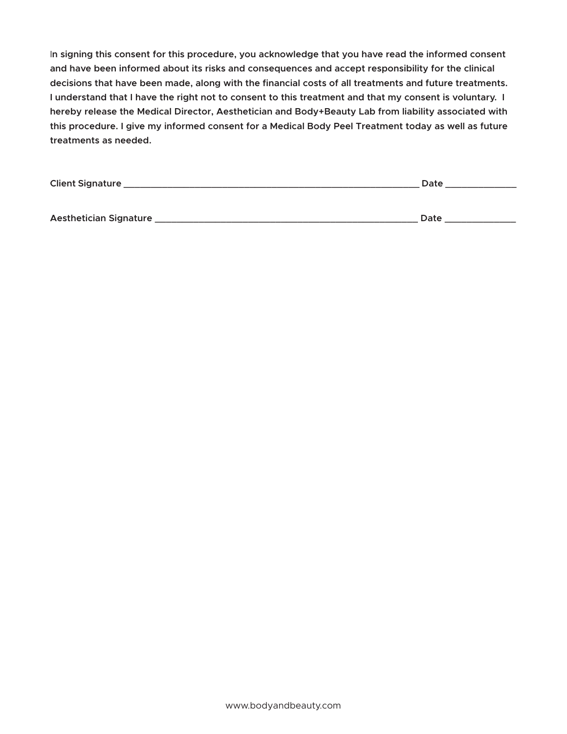**In signing this consent for this procedure, you acknowledge that you have read the informed consent and have been informed about its risks and consequences and accept responsibility for the clinical decisions that have been made, along with the financial costs of all treatments and future treatments. I understand that I have the right not to consent to this treatment and that my consent is voluntary. I hereby release the Medical Director, Aesthetician and Body+Beauty Lab from liability associated with this procedure. I give my informed consent for a Medical Body Peel Treatment today as well as future treatments as needed.**

**Client Signature** ______________________________________________________ **Date** ____________

**Aesthetician Signature** ________________________________________________ **Date** ____________

www.bodyandbeauty.com